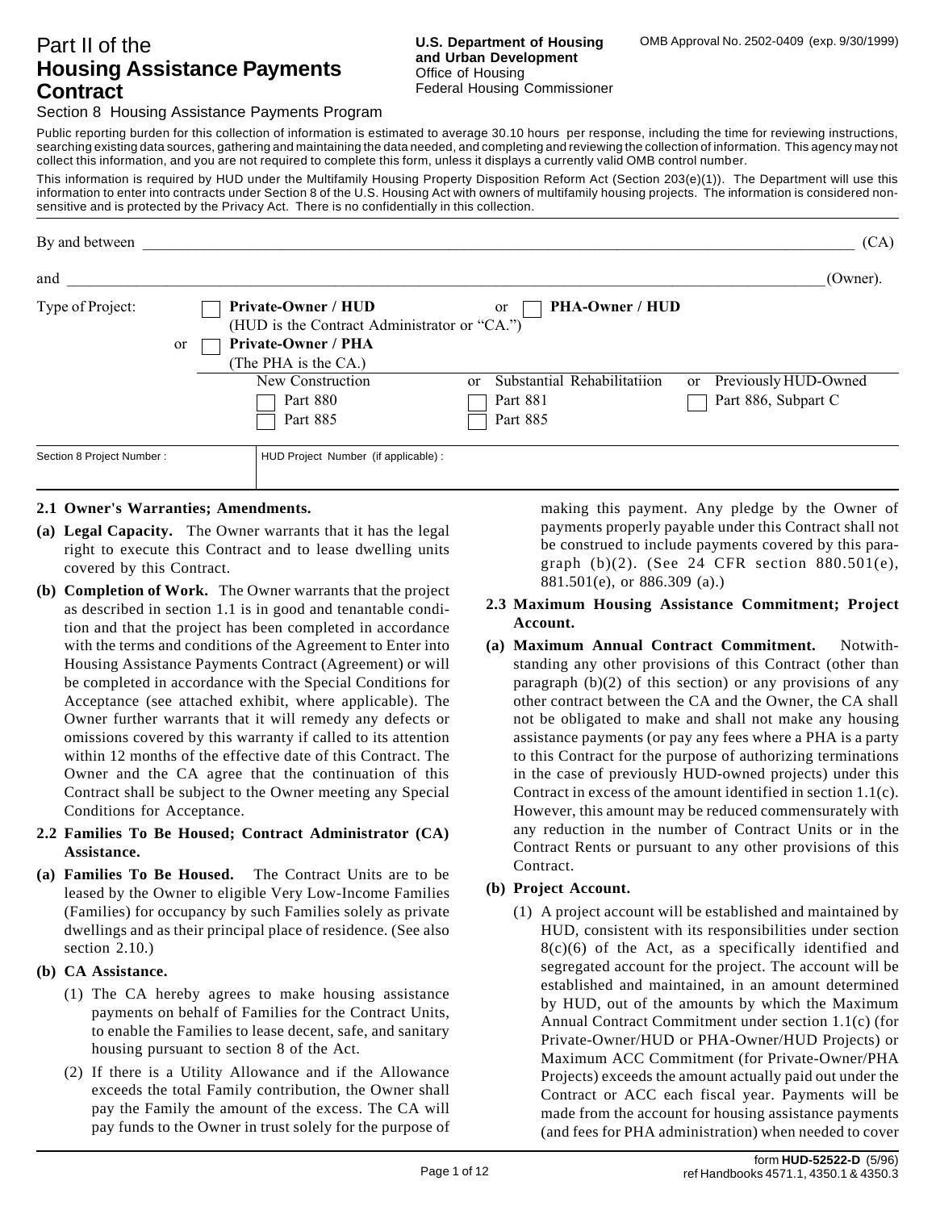# Part II of the Housing Assistance Payments Contract

Section 8 Housing Assistance Payments Program

**U.S. Department of Housing and Urban Development**
Office of Housing
Federal Housing Commissioner

OMB Approval No. 2502-0409 (exp. 9/30/1999)

Public reporting burden for this collection of information is estimated to average 30.10 hours per response, including the time for reviewing instructions, searching existing data sources, gathering and maintaining the data needed, and completing and reviewing the collection of information. This agency may not collect this information, and you are not required to complete this form, unless it displays a currently valid OMB control number.

This information is required by HUD under the Multifamily Housing Property Disposition Reform Act (Section 203(e)(1)). The Department will use this information to enter into contracts under Section 8 of the U.S. Housing Act with owners of multifamily housing projects. The information is considered non-sensitive and is protected by the Privacy Act. There is no confidentially in this collection.

By and between ______________________________________________ (CA)

and ______________________________________________ (Owner).

Type of Project:

☐ **Private-Owner / HUD** (HUD is the Contract Administrator or "CA.") or ☐ **PHA-Owner / HUD**

or ☐ **Private-Owner / PHA** (The PHA is the CA.)

| New Construction | or Substantial Rehabilitatiion | or Previously HUD-Owned |
|---|---|---|
| ☐ Part 880 | ☐ Part 881 | ☐ Part 886, Subpart C |
| ☐ Part 885 | ☐ Part 885 | |

| Section 8 Project Number : | HUD Project Number (if applicable) : |
|---|---|
| | |

**2.1 Owner's Warranties; Amendments.**

**(a) Legal Capacity.** The Owner warrants that it has the legal right to execute this Contract and to lease dwelling units covered by this Contract.

**(b) Completion of Work.** The Owner warrants that the project as described in section 1.1 is in good and tenantable condition and that the project has been completed in accordance with the terms and conditions of the Agreement to Enter into Housing Assistance Payments Contract (Agreement) or will be completed in accordance with the Special Conditions for Acceptance (see attached exhibit, where applicable). The Owner further warrants that it will remedy any defects or omissions covered by this warranty if called to its attention within 12 months of the effective date of this Contract. The Owner and the CA agree that the continuation of this Contract shall be subject to the Owner meeting any Special Conditions for Acceptance.

**2.2 Families To Be Housed; Contract Administrator (CA) Assistance.**

**(a) Families To Be Housed.** The Contract Units are to be leased by the Owner to eligible Very Low-Income Families (Families) for occupancy by such Families solely as private dwellings and as their principal place of residence. (See also section 2.10.)

**(b) CA Assistance.**

(1) The CA hereby agrees to make housing assistance payments on behalf of Families for the Contract Units, to enable the Families to lease decent, safe, and sanitary housing pursuant to section 8 of the Act.

(2) If there is a Utility Allowance and if the Allowance exceeds the total Family contribution, the Owner shall pay the Family the amount of the excess. The CA will pay funds to the Owner in trust solely for the purpose of making this payment. Any pledge by the Owner of payments properly payable under this Contract shall not be construed to include payments covered by this paragraph (b)(2). (See 24 CFR section 880.501(e), 881.501(e), or 886.309 (a).)

**2.3 Maximum Housing Assistance Commitment; Project Account.**

**(a) Maximum Annual Contract Commitment.** Notwithstanding any other provisions of this Contract (other than paragraph (b)(2) of this section) or any provisions of any other contract between the CA and the Owner, the CA shall not be obligated to make and shall not make any housing assistance payments (or pay any fees where a PHA is a party to this Contract for the purpose of authorizing terminations in the case of previously HUD-owned projects) under this Contract in excess of the amount identified in section 1.1(c). However, this amount may be reduced commensurately with any reduction in the number of Contract Units or in the Contract Rents or pursuant to any other provisions of this Contract.

**(b) Project Account.**

(1) A project account will be established and maintained by HUD, consistent with its responsibilities under section 8(c)(6) of the Act, as a specifically identified and segregated account for the project. The account will be established and maintained, in an amount determined by HUD, out of the amounts by which the Maximum Annual Contract Commitment under section 1.1(c) (for Private-Owner/HUD or PHA-Owner/HUD Projects) or Maximum ACC Commitment (for Private-Owner/PHA Projects) exceeds the amount actually paid out under the Contract or ACC each fiscal year. Payments will be made from the account for housing assistance payments (and fees for PHA administration) when needed to cover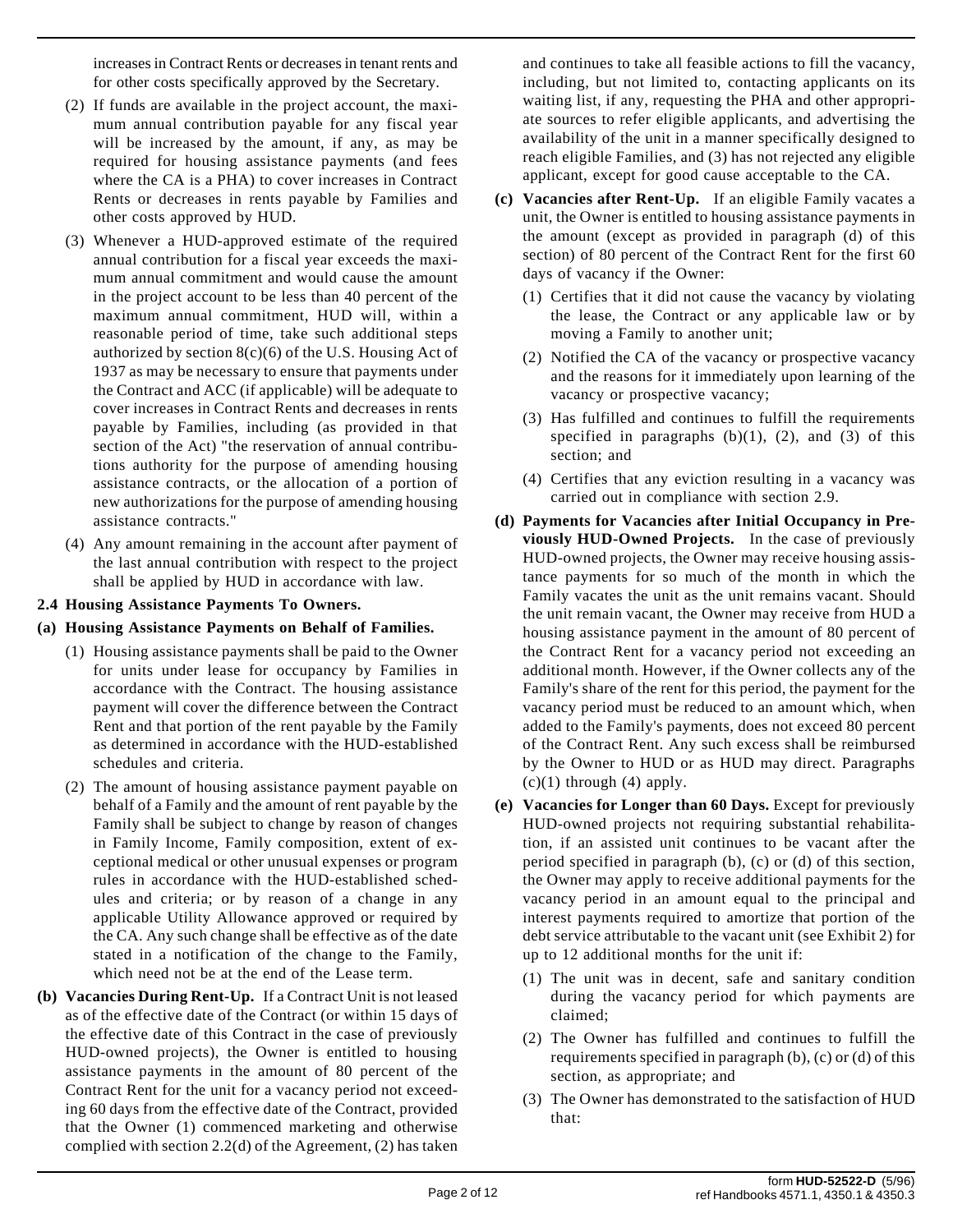increases in Contract Rents or decreases in tenant rents and for other costs specifically approved by the Secretary.

(2) If funds are available in the project account, the maximum annual contribution payable for any fiscal year will be increased by the amount, if any, as may be required for housing assistance payments (and fees where the CA is a PHA) to cover increases in Contract Rents or decreases in rents payable by Families and other costs approved by HUD.

(3) Whenever a HUD-approved estimate of the required annual contribution for a fiscal year exceeds the maximum annual commitment and would cause the amount in the project account to be less than 40 percent of the maximum annual commitment, HUD will, within a reasonable period of time, take such additional steps authorized by section 8(c)(6) of the U.S. Housing Act of 1937 as may be necessary to ensure that payments under the Contract and ACC (if applicable) will be adequate to cover increases in Contract Rents and decreases in rents payable by Families, including (as provided in that section of the Act) "the reservation of annual contributions authority for the purpose of amending housing assistance contracts, or the allocation of a portion of new authorizations for the purpose of amending housing assistance contracts."

(4) Any amount remaining in the account after payment of the last annual contribution with respect to the project shall be applied by HUD in accordance with law.

**2.4 Housing Assistance Payments To Owners.**

**(a) Housing Assistance Payments on Behalf of Families.**

(1) Housing assistance payments shall be paid to the Owner for units under lease for occupancy by Families in accordance with the Contract. The housing assistance payment will cover the difference between the Contract Rent and that portion of the rent payable by the Family as determined in accordance with the HUD-established schedules and criteria.

(2) The amount of housing assistance payment payable on behalf of a Family and the amount of rent payable by the Family shall be subject to change by reason of changes in Family Income, Family composition, extent of exceptional medical or other unusual expenses or program rules in accordance with the HUD-established schedules and criteria; or by reason of a change in any applicable Utility Allowance approved or required by the CA. Any such change shall be effective as of the date stated in a notification of the change to the Family, which need not be at the end of the Lease term.

**(b) Vacancies During Rent-Up.** If a Contract Unit is not leased as of the effective date of the Contract (or within 15 days of the effective date of this Contract in the case of previously HUD-owned projects), the Owner is entitled to housing assistance payments in the amount of 80 percent of the Contract Rent for the unit for a vacancy period not exceeding 60 days from the effective date of the Contract, provided that the Owner (1) commenced marketing and otherwise complied with section 2.2(d) of the Agreement, (2) has taken and continues to take all feasible actions to fill the vacancy, including, but not limited to, contacting applicants on its waiting list, if any, requesting the PHA and other appropriate sources to refer eligible applicants, and advertising the availability of the unit in a manner specifically designed to reach eligible Families, and (3) has not rejected any eligible applicant, except for good cause acceptable to the CA.

**(c) Vacancies after Rent-Up.** If an eligible Family vacates a unit, the Owner is entitled to housing assistance payments in the amount (except as provided in paragraph (d) of this section) of 80 percent of the Contract Rent for the first 60 days of vacancy if the Owner:

(1) Certifies that it did not cause the vacancy by violating the lease, the Contract or any applicable law or by moving a Family to another unit;

(2) Notified the CA of the vacancy or prospective vacancy and the reasons for it immediately upon learning of the vacancy or prospective vacancy;

(3) Has fulfilled and continues to fulfill the requirements specified in paragraphs (b)(1), (2), and (3) of this section; and

(4) Certifies that any eviction resulting in a vacancy was carried out in compliance with section 2.9.

**(d) Payments for Vacancies after Initial Occupancy in Previously HUD-Owned Projects.** In the case of previously HUD-owned projects, the Owner may receive housing assistance payments for so much of the month in which the Family vacates the unit as the unit remains vacant. Should the unit remain vacant, the Owner may receive from HUD a housing assistance payment in the amount of 80 percent of the Contract Rent for a vacancy period not exceeding an additional month. However, if the Owner collects any of the Family's share of the rent for this period, the payment for the vacancy period must be reduced to an amount which, when added to the Family's payments, does not exceed 80 percent of the Contract Rent. Any such excess shall be reimbursed by the Owner to HUD or as HUD may direct. Paragraphs (c)(1) through (4) apply.

**(e) Vacancies for Longer than 60 Days.** Except for previously HUD-owned projects not requiring substantial rehabilitation, if an assisted unit continues to be vacant after the period specified in paragraph (b), (c) or (d) of this section, the Owner may apply to receive additional payments for the vacancy period in an amount equal to the principal and interest payments required to amortize that portion of the debt service attributable to the vacant unit (see Exhibit 2) for up to 12 additional months for the unit if:

(1) The unit was in decent, safe and sanitary condition during the vacancy period for which payments are claimed;

(2) The Owner has fulfilled and continues to fulfill the requirements specified in paragraph (b), (c) or (d) of this section, as appropriate; and

(3) The Owner has demonstrated to the satisfaction of HUD that: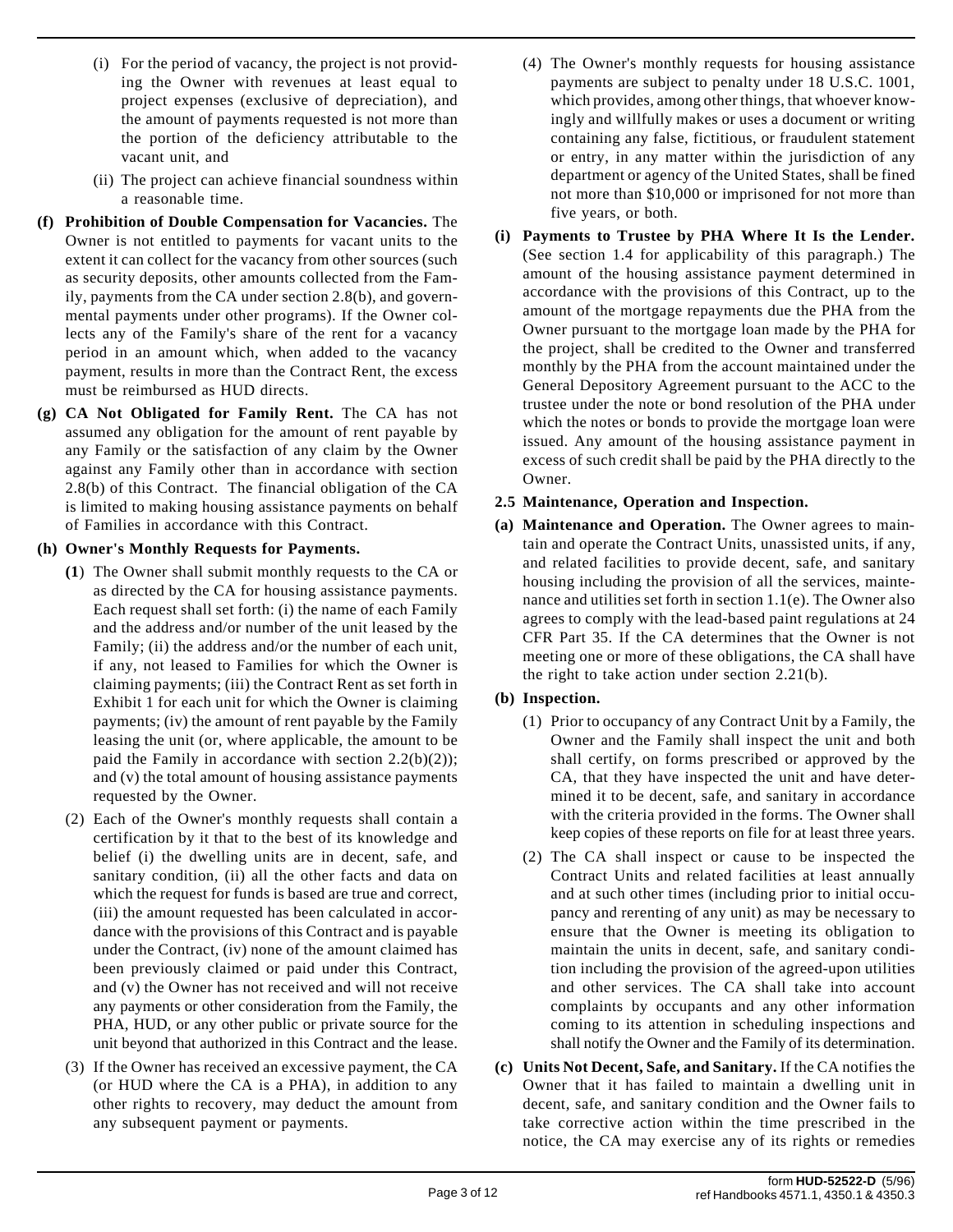(i) For the period of vacancy, the project is not providing the Owner with revenues at least equal to project expenses (exclusive of depreciation), and the amount of payments requested is not more than the portion of the deficiency attributable to the vacant unit, and

(ii) The project can achieve financial soundness within a reasonable time.

**(f) Prohibition of Double Compensation for Vacancies.** The Owner is not entitled to payments for vacant units to the extent it can collect for the vacancy from other sources (such as security deposits, other amounts collected from the Family, payments from the CA under section 2.8(b), and governmental payments under other programs). If the Owner collects any of the Family's share of the rent for a vacancy period in an amount which, when added to the vacancy payment, results in more than the Contract Rent, the excess must be reimbursed as HUD directs.

**(g) CA Not Obligated for Family Rent.** The CA has not assumed any obligation for the amount of rent payable by any Family or the satisfaction of any claim by the Owner against any Family other than in accordance with section 2.8(b) of this Contract. The financial obligation of the CA is limited to making housing assistance payments on behalf of Families in accordance with this Contract.

**(h) Owner's Monthly Requests for Payments.**

**(1)** The Owner shall submit monthly requests to the CA or as directed by the CA for housing assistance payments. Each request shall set forth: (i) the name of each Family and the address and/or number of the unit leased by the Family; (ii) the address and/or the number of each unit, if any, not leased to Families for which the Owner is claiming payments; (iii) the Contract Rent as set forth in Exhibit 1 for each unit for which the Owner is claiming payments; (iv) the amount of rent payable by the Family leasing the unit (or, where applicable, the amount to be paid the Family in accordance with section 2.2(b)(2)); and (v) the total amount of housing assistance payments requested by the Owner.

(2) Each of the Owner's monthly requests shall contain a certification by it that to the best of its knowledge and belief (i) the dwelling units are in decent, safe, and sanitary condition, (ii) all the other facts and data on which the request for funds is based are true and correct, (iii) the amount requested has been calculated in accordance with the provisions of this Contract and is payable under the Contract, (iv) none of the amount claimed has been previously claimed or paid under this Contract, and (v) the Owner has not received and will not receive any payments or other consideration from the Family, the PHA, HUD, or any other public or private source for the unit beyond that authorized in this Contract and the lease.

(3) If the Owner has received an excessive payment, the CA (or HUD where the CA is a PHA), in addition to any other rights to recovery, may deduct the amount from any subsequent payment or payments.

(4) The Owner's monthly requests for housing assistance payments are subject to penalty under 18 U.S.C. 1001, which provides, among other things, that whoever knowingly and willfully makes or uses a document or writing containing any false, fictitious, or fraudulent statement or entry, in any matter within the jurisdiction of any department or agency of the United States, shall be fined not more than $10,000 or imprisoned for not more than five years, or both.

**(i) Payments to Trustee by PHA Where It Is the Lender.** (See section 1.4 for applicability of this paragraph.) The amount of the housing assistance payment determined in accordance with the provisions of this Contract, up to the amount of the mortgage repayments due the PHA from the Owner pursuant to the mortgage loan made by the PHA for the project, shall be credited to the Owner and transferred monthly by the PHA from the account maintained under the General Depository Agreement pursuant to the ACC to the trustee under the note or bond resolution of the PHA under which the notes or bonds to provide the mortgage loan were issued. Any amount of the housing assistance payment in excess of such credit shall be paid by the PHA directly to the Owner.

### 2.5 Maintenance, Operation and Inspection.

**(a) Maintenance and Operation.** The Owner agrees to maintain and operate the Contract Units, unassisted units, if any, and related facilities to provide decent, safe, and sanitary housing including the provision of all the services, maintenance and utilities set forth in section 1.1(e). The Owner also agrees to comply with the lead-based paint regulations at 24 CFR Part 35. If the CA determines that the Owner is not meeting one or more of these obligations, the CA shall have the right to take action under section 2.21(b).

**(b) Inspection.**

(1) Prior to occupancy of any Contract Unit by a Family, the Owner and the Family shall inspect the unit and both shall certify, on forms prescribed or approved by the CA, that they have inspected the unit and have determined it to be decent, safe, and sanitary in accordance with the criteria provided in the forms. The Owner shall keep copies of these reports on file for at least three years.

(2) The CA shall inspect or cause to be inspected the Contract Units and related facilities at least annually and at such other times (including prior to initial occupancy and rerenting of any unit) as may be necessary to ensure that the Owner is meeting its obligation to maintain the units in decent, safe, and sanitary condition including the provision of the agreed-upon utilities and other services. The CA shall take into account complaints by occupants and any other information coming to its attention in scheduling inspections and shall notify the Owner and the Family of its determination.

**(c) Units Not Decent, Safe, and Sanitary.** If the CA notifies the Owner that it has failed to maintain a dwelling unit in decent, safe, and sanitary condition and the Owner fails to take corrective action within the time prescribed in the notice, the CA may exercise any of its rights or remedies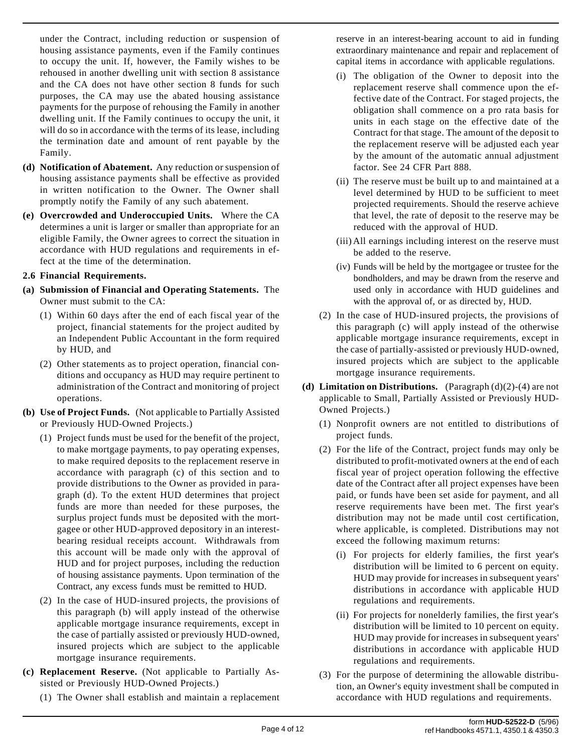under the Contract, including reduction or suspension of housing assistance payments, even if the Family continues to occupy the unit. If, however, the Family wishes to be rehoused in another dwelling unit with section 8 assistance and the CA does not have other section 8 funds for such purposes, the CA may use the abated housing assistance payments for the purpose of rehousing the Family in another dwelling unit. If the Family continues to occupy the unit, it will do so in accordance with the terms of its lease, including the termination date and amount of rent payable by the Family.

**(d) Notification of Abatement.** Any reduction or suspension of housing assistance payments shall be effective as provided in written notification to the Owner. The Owner shall promptly notify the Family of any such abatement.

**(e) Overcrowded and Underoccupied Units.** Where the CA determines a unit is larger or smaller than appropriate for an eligible Family, the Owner agrees to correct the situation in accordance with HUD regulations and requirements in effect at the time of the determination.

**2.6 Financial Requirements.**

**(a) Submission of Financial and Operating Statements.** The Owner must submit to the CA:

(1) Within 60 days after the end of each fiscal year of the project, financial statements for the project audited by an Independent Public Accountant in the form required by HUD, and

(2) Other statements as to project operation, financial conditions and occupancy as HUD may require pertinent to administration of the Contract and monitoring of project operations.

**(b) Use of Project Funds.** (Not applicable to Partially Assisted or Previously HUD-Owned Projects.)

(1) Project funds must be used for the benefit of the project, to make mortgage payments, to pay operating expenses, to make required deposits to the replacement reserve in accordance with paragraph (c) of this section and to provide distributions to the Owner as provided in paragraph (d). To the extent HUD determines that project funds are more than needed for these purposes, the surplus project funds must be deposited with the mortgagee or other HUD-approved depository in an interest-bearing residual receipts account. Withdrawals from this account will be made only with the approval of HUD and for project purposes, including the reduction of housing assistance payments. Upon termination of the Contract, any excess funds must be remitted to HUD.

(2) In the case of HUD-insured projects, the provisions of this paragraph (b) will apply instead of the otherwise applicable mortgage insurance requirements, except in the case of partially assisted or previously HUD-owned, insured projects which are subject to the applicable mortgage insurance requirements.

**(c) Replacement Reserve.** (Not applicable to Partially Assisted or Previously HUD-Owned Projects.)

(1) The Owner shall establish and maintain a replacement reserve in an interest-bearing account to aid in funding extraordinary maintenance and repair and replacement of capital items in accordance with applicable regulations.

(i) The obligation of the Owner to deposit into the replacement reserve shall commence upon the effective date of the Contract. For staged projects, the obligation shall commence on a pro rata basis for units in each stage on the effective date of the Contract for that stage. The amount of the deposit to the replacement reserve will be adjusted each year by the amount of the automatic annual adjustment factor. See 24 CFR Part 888.

(ii) The reserve must be built up to and maintained at a level determined by HUD to be sufficient to meet projected requirements. Should the reserve achieve that level, the rate of deposit to the reserve may be reduced with the approval of HUD.

(iii) All earnings including interest on the reserve must be added to the reserve.

(iv) Funds will be held by the mortgagee or trustee for the bondholders, and may be drawn from the reserve and used only in accordance with HUD guidelines and with the approval of, or as directed by, HUD.

(2) In the case of HUD-insured projects, the provisions of this paragraph (c) will apply instead of the otherwise applicable mortgage insurance requirements, except in the case of partially-assisted or previously HUD-owned, insured projects which are subject to the applicable mortgage insurance requirements.

**(d) Limitation on Distributions.** (Paragraph (d)(2)-(4) are not applicable to Small, Partially Assisted or Previously HUD-Owned Projects.)

(1) Nonprofit owners are not entitled to distributions of project funds.

(2) For the life of the Contract, project funds may only be distributed to profit-motivated owners at the end of each fiscal year of project operation following the effective date of the Contract after all project expenses have been paid, or funds have been set aside for payment, and all reserve requirements have been met. The first year's distribution may not be made until cost certification, where applicable, is completed. Distributions may not exceed the following maximum returns:

(i) For projects for elderly families, the first year's distribution will be limited to 6 percent on equity. HUD may provide for increases in subsequent years' distributions in accordance with applicable HUD regulations and requirements.

(ii) For projects for nonelderly families, the first year's distribution will be limited to 10 percent on equity. HUD may provide for increases in subsequent years' distributions in accordance with applicable HUD regulations and requirements.

(3) For the purpose of determining the allowable distribution, an Owner's equity investment shall be computed in accordance with HUD regulations and requirements.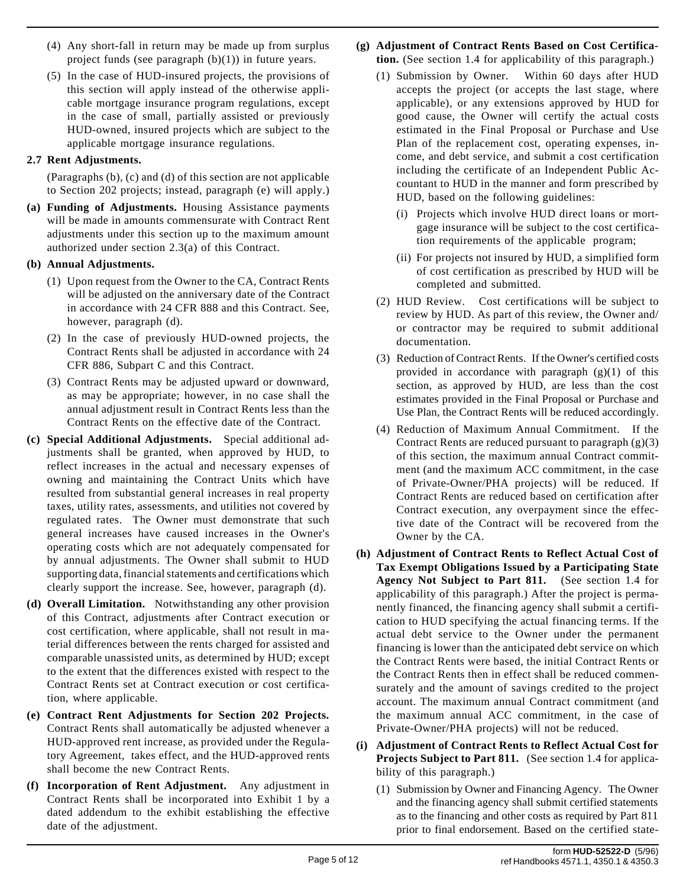(4) Any short-fall in return may be made up from surplus project funds (see paragraph (b)(1)) in future years.

(5) In the case of HUD-insured projects, the provisions of this section will apply instead of the otherwise applicable mortgage insurance program regulations, except in the case of small, partially assisted or previously HUD-owned, insured projects which are subject to the applicable mortgage insurance regulations.

**2.7 Rent Adjustments.**

(Paragraphs (b), (c) and (d) of this section are not applicable to Section 202 projects; instead, paragraph (e) will apply.)

**(a) Funding of Adjustments.** Housing Assistance payments will be made in amounts commensurate with Contract Rent adjustments under this section up to the maximum amount authorized under section 2.3(a) of this Contract.

**(b) Annual Adjustments.**

(1) Upon request from the Owner to the CA, Contract Rents will be adjusted on the anniversary date of the Contract in accordance with 24 CFR 888 and this Contract. See, however, paragraph (d).

(2) In the case of previously HUD-owned projects, the Contract Rents shall be adjusted in accordance with 24 CFR 886, Subpart C and this Contract.

(3) Contract Rents may be adjusted upward or downward, as may be appropriate; however, in no case shall the annual adjustment result in Contract Rents less than the Contract Rents on the effective date of the Contract.

**(c) Special Additional Adjustments.** Special additional adjustments shall be granted, when approved by HUD, to reflect increases in the actual and necessary expenses of owning and maintaining the Contract Units which have resulted from substantial general increases in real property taxes, utility rates, assessments, and utilities not covered by regulated rates. The Owner must demonstrate that such general increases have caused increases in the Owner's operating costs which are not adequately compensated for by annual adjustments. The Owner shall submit to HUD supporting data, financial statements and certifications which clearly support the increase. See, however, paragraph (d).

**(d) Overall Limitation.** Notwithstanding any other provision of this Contract, adjustments after Contract execution or cost certification, where applicable, shall not result in material differences between the rents charged for assisted and comparable unassisted units, as determined by HUD; except to the extent that the differences existed with respect to the Contract Rents set at Contract execution or cost certification, where applicable.

**(e) Contract Rent Adjustments for Section 202 Projects.** Contract Rents shall automatically be adjusted whenever a HUD-approved rent increase, as provided under the Regulatory Agreement, takes effect, and the HUD-approved rents shall become the new Contract Rents.

**(f) Incorporation of Rent Adjustment.** Any adjustment in Contract Rents shall be incorporated into Exhibit 1 by a dated addendum to the exhibit establishing the effective date of the adjustment.

**(g) Adjustment of Contract Rents Based on Cost Certification.** (See section 1.4 for applicability of this paragraph.)

(1) Submission by Owner. Within 60 days after HUD accepts the project (or accepts the last stage, where applicable), or any extensions approved by HUD for good cause, the Owner will certify the actual costs estimated in the Final Proposal or Purchase and Use Plan of the replacement cost, operating expenses, income, and debt service, and submit a cost certification including the certificate of an Independent Public Accountant to HUD in the manner and form prescribed by HUD, based on the following guidelines:

(i) Projects which involve HUD direct loans or mortgage insurance will be subject to the cost certification requirements of the applicable program;

(ii) For projects not insured by HUD, a simplified form of cost certification as prescribed by HUD will be completed and submitted.

(2) HUD Review. Cost certifications will be subject to review by HUD. As part of this review, the Owner and/or contractor may be required to submit additional documentation.

(3) Reduction of Contract Rents. If the Owner's certified costs provided in accordance with paragraph (g)(1) of this section, as approved by HUD, are less than the cost estimates provided in the Final Proposal or Purchase and Use Plan, the Contract Rents will be reduced accordingly.

(4) Reduction of Maximum Annual Commitment. If the Contract Rents are reduced pursuant to paragraph (g)(3) of this section, the maximum annual Contract commitment (and the maximum ACC commitment, in the case of Private-Owner/PHA projects) will be reduced. If Contract Rents are reduced based on certification after Contract execution, any overpayment since the effective date of the Contract will be recovered from the Owner by the CA.

**(h) Adjustment of Contract Rents to Reflect Actual Cost of Tax Exempt Obligations Issued by a Participating State Agency Not Subject to Part 811.** (See section 1.4 for applicability of this paragraph.) After the project is permanently financed, the financing agency shall submit a certification to HUD specifying the actual financing terms. If the actual debt service to the Owner under the permanent financing is lower than the anticipated debt service on which the Contract Rents were based, the initial Contract Rents or the Contract Rents then in effect shall be reduced commensurately and the amount of savings credited to the project account. The maximum annual Contract commitment (and the maximum annual ACC commitment, in the case of Private-Owner/PHA projects) will not be reduced.

**(i) Adjustment of Contract Rents to Reflect Actual Cost for Projects Subject to Part 811.** (See section 1.4 for applicability of this paragraph.)

(1) Submission by Owner and Financing Agency. The Owner and the financing agency shall submit certified statements as to the financing and other costs as required by Part 811 prior to final endorsement. Based on the certified state-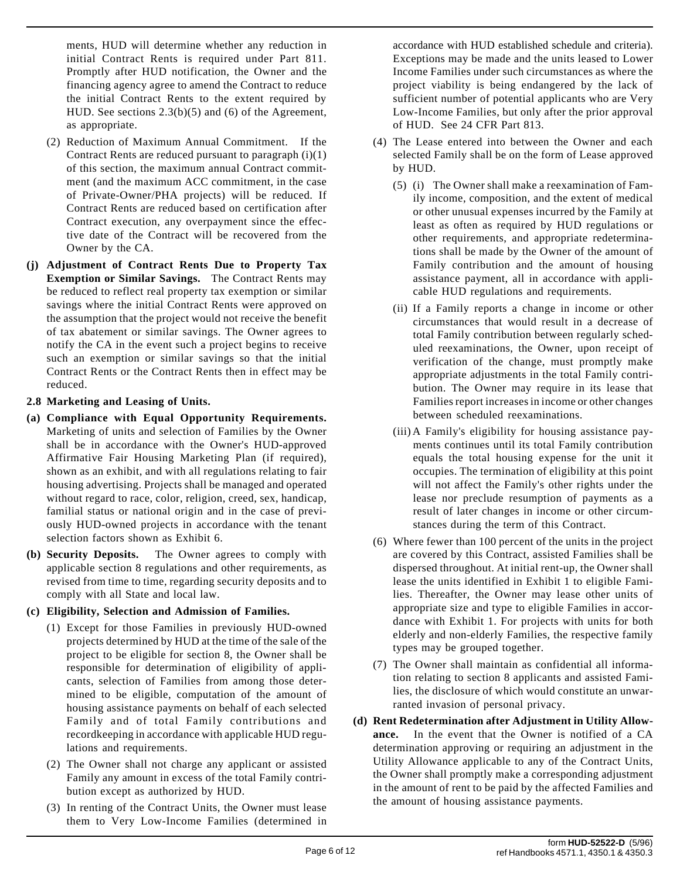ments, HUD will determine whether any reduction in initial Contract Rents is required under Part 811. Promptly after HUD notification, the Owner and the financing agency agree to amend the Contract to reduce the initial Contract Rents to the extent required by HUD. See sections 2.3(b)(5) and (6) of the Agreement, as appropriate.

(2) Reduction of Maximum Annual Commitment. If the Contract Rents are reduced pursuant to paragraph (i)(1) of this section, the maximum annual Contract commitment (and the maximum ACC commitment, in the case of Private-Owner/PHA projects) will be reduced. If Contract Rents are reduced based on certification after Contract execution, any overpayment since the effective date of the Contract will be recovered from the Owner by the CA.

**(j) Adjustment of Contract Rents Due to Property Tax Exemption or Similar Savings.** The Contract Rents may be reduced to reflect real property tax exemption or similar savings where the initial Contract Rents were approved on the assumption that the project would not receive the benefit of tax abatement or similar savings. The Owner agrees to notify the CA in the event such a project begins to receive such an exemption or similar savings so that the initial Contract Rents or the Contract Rents then in effect may be reduced.

**2.8 Marketing and Leasing of Units.**

**(a) Compliance with Equal Opportunity Requirements.** Marketing of units and selection of Families by the Owner shall be in accordance with the Owner's HUD-approved Affirmative Fair Housing Marketing Plan (if required), shown as an exhibit, and with all regulations relating to fair housing advertising. Projects shall be managed and operated without regard to race, color, religion, creed, sex, handicap, familial status or national origin and in the case of previously HUD-owned projects in accordance with the tenant selection factors shown as Exhibit 6.

**(b) Security Deposits.** The Owner agrees to comply with applicable section 8 regulations and other requirements, as revised from time to time, regarding security deposits and to comply with all State and local law.

**(c) Eligibility, Selection and Admission of Families.**

(1) Except for those Families in previously HUD-owned projects determined by HUD at the time of the sale of the project to be eligible for section 8, the Owner shall be responsible for determination of eligibility of applicants, selection of Families from among those determined to be eligible, computation of the amount of housing assistance payments on behalf of each selected Family and of total Family contributions and recordkeeping in accordance with applicable HUD regulations and requirements.

(2) The Owner shall not charge any applicant or assisted Family any amount in excess of the total Family contribution except as authorized by HUD.

(3) In renting of the Contract Units, the Owner must lease them to Very Low-Income Families (determined in accordance with HUD established schedule and criteria). Exceptions may be made and the units leased to Lower Income Families under such circumstances as where the project viability is being endangered by the lack of sufficient number of potential applicants who are Very Low-Income Families, but only after the prior approval of HUD. See 24 CFR Part 813.

(4) The Lease entered into between the Owner and each selected Family shall be on the form of Lease approved by HUD.

(5) (i) The Owner shall make a reexamination of Family income, composition, and the extent of medical or other unusual expenses incurred by the Family at least as often as required by HUD regulations or other requirements, and appropriate redeterminations shall be made by the Owner of the amount of Family contribution and the amount of housing assistance payment, all in accordance with applicable HUD regulations and requirements.

(ii) If a Family reports a change in income or other circumstances that would result in a decrease of total Family contribution between regularly scheduled reexaminations, the Owner, upon receipt of verification of the change, must promptly make appropriate adjustments in the total Family contribution. The Owner may require in its lease that Families report increases in income or other changes between scheduled reexaminations.

(iii) A Family's eligibility for housing assistance payments continues until its total Family contribution equals the total housing expense for the unit it occupies. The termination of eligibility at this point will not affect the Family's other rights under the lease nor preclude resumption of payments as a result of later changes in income or other circumstances during the term of this Contract.

(6) Where fewer than 100 percent of the units in the project are covered by this Contract, assisted Families shall be dispersed throughout. At initial rent-up, the Owner shall lease the units identified in Exhibit 1 to eligible Families. Thereafter, the Owner may lease other units of appropriate size and type to eligible Families in accordance with Exhibit 1. For projects with units for both elderly and non-elderly Families, the respective family types may be grouped together.

(7) The Owner shall maintain as confidential all information relating to section 8 applicants and assisted Families, the disclosure of which would constitute an unwarranted invasion of personal privacy.

**(d) Rent Redetermination after Adjustment in Utility Allowance.** In the event that the Owner is notified of a CA determination approving or requiring an adjustment in the Utility Allowance applicable to any of the Contract Units, the Owner shall promptly make a corresponding adjustment in the amount of rent to be paid by the affected Families and the amount of housing assistance payments.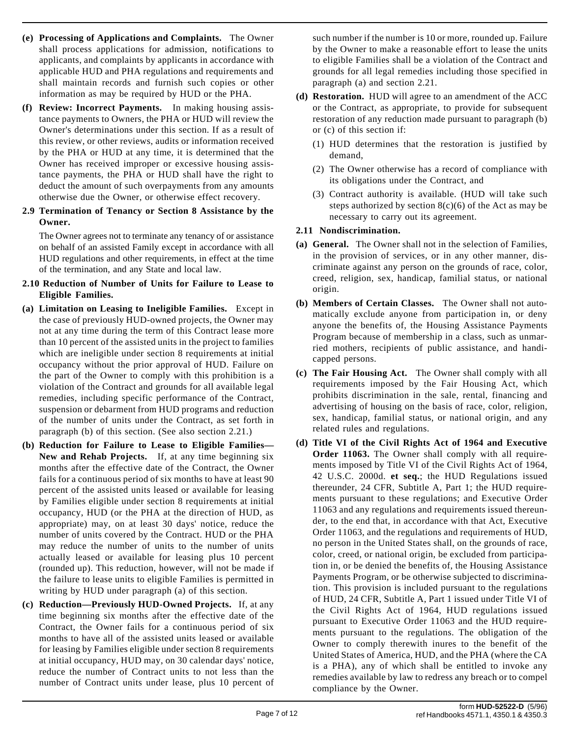**(e) Processing of Applications and Complaints.** The Owner shall process applications for admission, notifications to applicants, and complaints by applicants in accordance with applicable HUD and PHA regulations and requirements and shall maintain records and furnish such copies or other information as may be required by HUD or the PHA.

**(f) Review: Incorrect Payments.** In making housing assistance payments to Owners, the PHA or HUD will review the Owner's determinations under this section. If as a result of this review, or other reviews, audits or information received by the PHA or HUD at any time, it is determined that the Owner has received improper or excessive housing assistance payments, the PHA or HUD shall have the right to deduct the amount of such overpayments from any amounts otherwise due the Owner, or otherwise effect recovery.

**2.9 Termination of Tenancy or Section 8 Assistance by the Owner.**

The Owner agrees not to terminate any tenancy of or assistance on behalf of an assisted Family except in accordance with all HUD regulations and other requirements, in effect at the time of the termination, and any State and local law.

**2.10 Reduction of Number of Units for Failure to Lease to Eligible Families.**

**(a) Limitation on Leasing to Ineligible Families.** Except in the case of previously HUD-owned projects, the Owner may not at any time during the term of this Contract lease more than 10 percent of the assisted units in the project to families which are ineligible under section 8 requirements at initial occupancy without the prior approval of HUD. Failure on the part of the Owner to comply with this prohibition is a violation of the Contract and grounds for all available legal remedies, including specific performance of the Contract, suspension or debarment from HUD programs and reduction of the number of units under the Contract, as set forth in paragraph (b) of this section. (See also section 2.21.)

**(b) Reduction for Failure to Lease to Eligible Families—New and Rehab Projects.** If, at any time beginning six months after the effective date of the Contract, the Owner fails for a continuous period of six months to have at least 90 percent of the assisted units leased or available for leasing by Families eligible under section 8 requirements at initial occupancy, HUD (or the PHA at the direction of HUD, as appropriate) may, on at least 30 days' notice, reduce the number of units covered by the Contract. HUD or the PHA may reduce the number of units to the number of units actually leased or available for leasing plus 10 percent (rounded up). This reduction, however, will not be made if the failure to lease units to eligible Families is permitted in writing by HUD under paragraph (a) of this section.

**(c) Reduction—Previously HUD-Owned Projects.** If, at any time beginning six months after the effective date of the Contract, the Owner fails for a continuous period of six months to have all of the assisted units leased or available for leasing by Families eligible under section 8 requirements at initial occupancy, HUD may, on 30 calendar days' notice, reduce the number of Contract units to not less than the number of Contract units under lease, plus 10 percent of such number if the number is 10 or more, rounded up. Failure by the Owner to make a reasonable effort to lease the units to eligible Families shall be a violation of the Contract and grounds for all legal remedies including those specified in paragraph (a) and section 2.21.

**(d) Restoration.** HUD will agree to an amendment of the ACC or the Contract, as appropriate, to provide for subsequent restoration of any reduction made pursuant to paragraph (b) or (c) of this section if:

(1) HUD determines that the restoration is justified by demand,

(2) The Owner otherwise has a record of compliance with its obligations under the Contract, and

(3) Contract authority is available. (HUD will take such steps authorized by section 8(c)(6) of the Act as may be necessary to carry out its agreement.

**2.11 Nondiscrimination.**

**(a) General.** The Owner shall not in the selection of Families, in the provision of services, or in any other manner, discriminate against any person on the grounds of race, color, creed, religion, sex, handicap, familial status, or national origin.

**(b) Members of Certain Classes.** The Owner shall not automatically exclude anyone from participation in, or deny anyone the benefits of, the Housing Assistance Payments Program because of membership in a class, such as unmarried mothers, recipients of public assistance, and handicapped persons.

**(c) The Fair Housing Act.** The Owner shall comply with all requirements imposed by the Fair Housing Act, which prohibits discrimination in the sale, rental, financing and advertising of housing on the basis of race, color, religion, sex, handicap, familial status, or national origin, and any related rules and regulations.

**(d) Title VI of the Civil Rights Act of 1964 and Executive Order 11063.** The Owner shall comply with all requirements imposed by Title VI of the Civil Rights Act of 1964, 42 U.S.C. 2000d. **et seq.**; the HUD Regulations issued thereunder, 24 CFR, Subtitle A, Part 1; the HUD requirements pursuant to these regulations; and Executive Order 11063 and any regulations and requirements issued thereunder, to the end that, in accordance with that Act, Executive Order 11063, and the regulations and requirements of HUD, no person in the United States shall, on the grounds of race, color, creed, or national origin, be excluded from participation in, or be denied the benefits of, the Housing Assistance Payments Program, or be otherwise subjected to discrimination. This provision is included pursuant to the regulations of HUD, 24 CFR, Subtitle A, Part 1 issued under Title VI of the Civil Rights Act of 1964, HUD regulations issued pursuant to Executive Order 11063 and the HUD requirements pursuant to the regulations. The obligation of the Owner to comply therewith inures to the benefit of the United States of America, HUD, and the PHA (where the CA is a PHA), any of which shall be entitled to invoke any remedies available by law to redress any breach or to compel compliance by the Owner.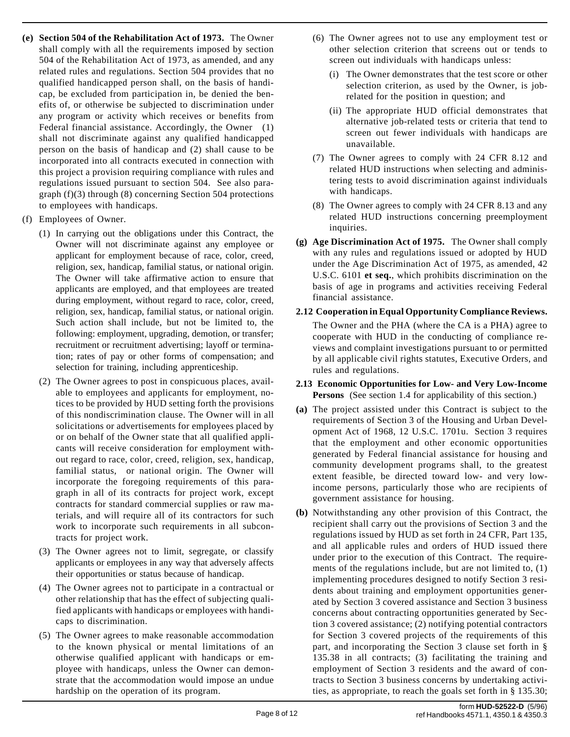**(e) Section 504 of the Rehabilitation Act of 1973.** The Owner shall comply with all the requirements imposed by section 504 of the Rehabilitation Act of 1973, as amended, and any related rules and regulations. Section 504 provides that no qualified handicapped person shall, on the basis of handicap, be excluded from participation in, be denied the benefits of, or otherwise be subjected to discrimination under any program or activity which receives or benefits from Federal financial assistance. Accordingly, the Owner (1) shall not discriminate against any qualified handicapped person on the basis of handicap and (2) shall cause to be incorporated into all contracts executed in connection with this project a provision requiring compliance with rules and regulations issued pursuant to section 504. See also paragraph (f)(3) through (8) concerning Section 504 protections to employees with handicaps.

(f) Employees of Owner.

(1) In carrying out the obligations under this Contract, the Owner will not discriminate against any employee or applicant for employment because of race, color, creed, religion, sex, handicap, familial status, or national origin. The Owner will take affirmative action to ensure that applicants are employed, and that employees are treated during employment, without regard to race, color, creed, religion, sex, handicap, familial status, or national origin. Such action shall include, but not be limited to, the following: employment, upgrading, demotion, or transfer; recruitment or recruitment advertising; layoff or termination; rates of pay or other forms of compensation; and selection for training, including apprenticeship.

(2) The Owner agrees to post in conspicuous places, available to employees and applicants for employment, notices to be provided by HUD setting forth the provisions of this nondiscrimination clause. The Owner will in all solicitations or advertisements for employees placed by or on behalf of the Owner state that all qualified applicants will receive consideration for employment without regard to race, color, creed, religion, sex, handicap, familial status, or national origin. The Owner will incorporate the foregoing requirements of this paragraph in all of its contracts for project work, except contracts for standard commercial supplies or raw materials, and will require all of its contractors for such work to incorporate such requirements in all subcontracts for project work.

(3) The Owner agrees not to limit, segregate, or classify applicants or employees in any way that adversely affects their opportunities or status because of handicap.

(4) The Owner agrees not to participate in a contractual or other relationship that has the effect of subjecting qualified applicants with handicaps or employees with handicaps to discrimination.

(5) The Owner agrees to make reasonable accommodation to the known physical or mental limitations of an otherwise qualified applicant with handicaps or employee with handicaps, unless the Owner can demonstrate that the accommodation would impose an undue hardship on the operation of its program.

(6) The Owner agrees not to use any employment test or other selection criterion that screens out or tends to screen out individuals with handicaps unless:

(i) The Owner demonstrates that the test score or other selection criterion, as used by the Owner, is job-related for the position in question; and

(ii) The appropriate HUD official demonstrates that alternative job-related tests or criteria that tend to screen out fewer individuals with handicaps are unavailable.

(7) The Owner agrees to comply with 24 CFR 8.12 and related HUD instructions when selecting and administering tests to avoid discrimination against individuals with handicaps.

(8) The Owner agrees to comply with 24 CFR 8.13 and any related HUD instructions concerning preemployment inquiries.

**(g) Age Discrimination Act of 1975.** The Owner shall comply with any rules and regulations issued or adopted by HUD under the Age Discrimination Act of 1975, as amended, 42 U.S.C. 6101 **et seq.**, which prohibits discrimination on the basis of age in programs and activities receiving Federal financial assistance.

**2.12 Cooperation in Equal Opportunity Compliance Reviews.**

The Owner and the PHA (where the CA is a PHA) agree to cooperate with HUD in the conducting of compliance reviews and complaint investigations pursuant to or permitted by all applicable civil rights statutes, Executive Orders, and rules and regulations.

**2.13 Economic Opportunities for Low- and Very Low-Income Persons** (See section 1.4 for applicability of this section.)

**(a)** The project assisted under this Contract is subject to the requirements of Section 3 of the Housing and Urban Development Act of 1968, 12 U.S.C. 1701u. Section 3 requires that the employment and other economic opportunities generated by Federal financial assistance for housing and community development programs shall, to the greatest extent feasible, be directed toward low- and very low-income persons, particularly those who are recipients of government assistance for housing.

**(b)** Notwithstanding any other provision of this Contract, the recipient shall carry out the provisions of Section 3 and the regulations issued by HUD as set forth in 24 CFR, Part 135, and all applicable rules and orders of HUD issued there under prior to the execution of this Contract. The requirements of the regulations include, but are not limited to, (1) implementing procedures designed to notify Section 3 residents about training and employment opportunities generated by Section 3 covered assistance and Section 3 business concerns about contracting opportunities generated by Section 3 covered assistance; (2) notifying potential contractors for Section 3 covered projects of the requirements of this part, and incorporating the Section 3 clause set forth in § 135.38 in all contracts; (3) facilitating the training and employment of Section 3 residents and the award of contracts to Section 3 business concerns by undertaking activities, as appropriate, to reach the goals set forth in § 135.30;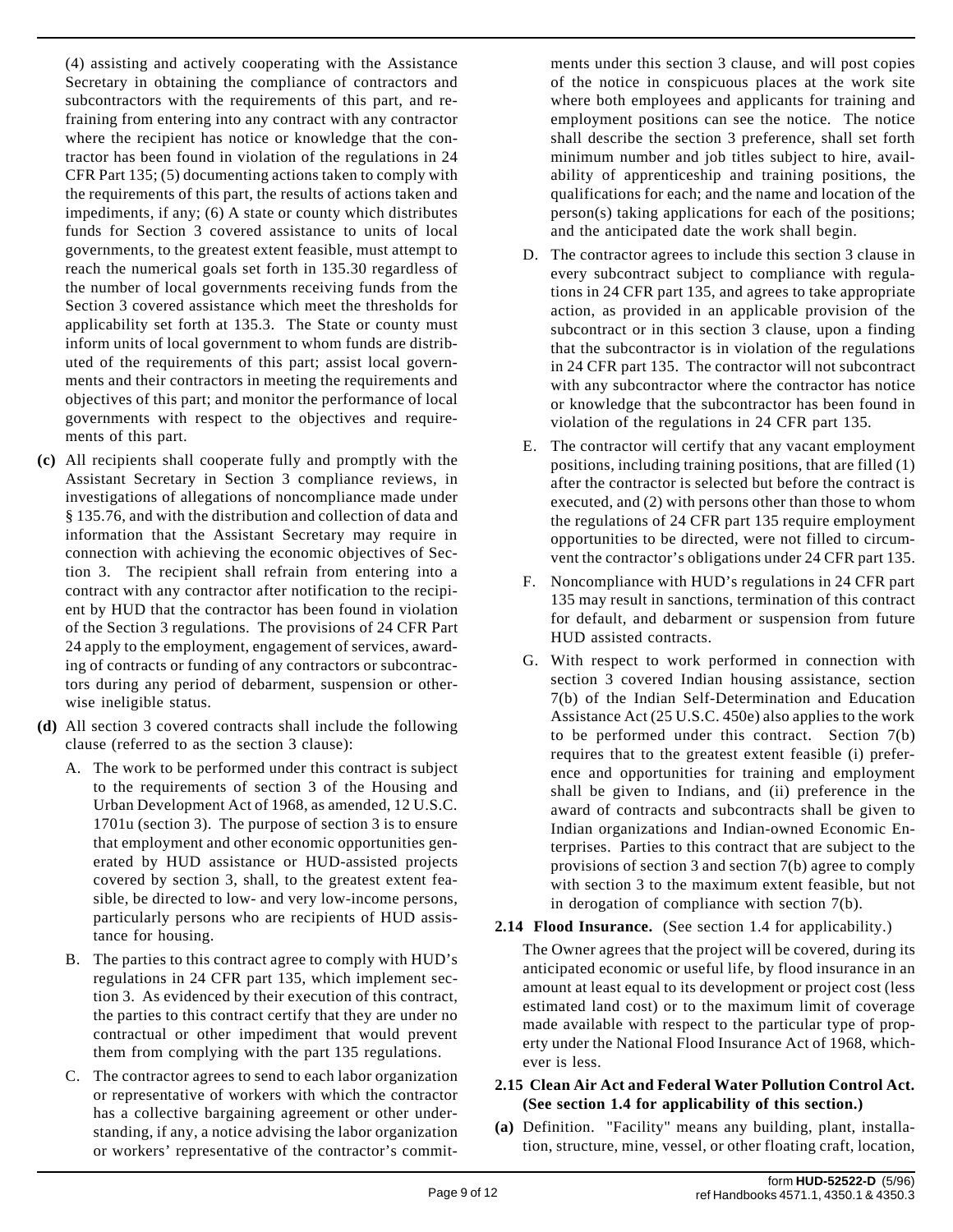(4) assisting and actively cooperating with the Assistance Secretary in obtaining the compliance of contractors and subcontractors with the requirements of this part, and refraining from entering into any contract with any contractor where the recipient has notice or knowledge that the contractor has been found in violation of the regulations in 24 CFR Part 135; (5) documenting actions taken to comply with the requirements of this part, the results of actions taken and impediments, if any; (6) A state or county which distributes funds for Section 3 covered assistance to units of local governments, to the greatest extent feasible, must attempt to reach the numerical goals set forth in 135.30 regardless of the number of local governments receiving funds from the Section 3 covered assistance which meet the thresholds for applicability set forth at 135.3. The State or county must inform units of local government to whom funds are distributed of the requirements of this part; assist local governments and their contractors in meeting the requirements and objectives of this part; and monitor the performance of local governments with respect to the objectives and requirements of this part.

**(c)** All recipients shall cooperate fully and promptly with the Assistant Secretary in Section 3 compliance reviews, in investigations of allegations of noncompliance made under § 135.76, and with the distribution and collection of data and information that the Assistant Secretary may require in connection with achieving the economic objectives of Section 3. The recipient shall refrain from entering into a contract with any contractor after notification to the recipient by HUD that the contractor has been found in violation of the Section 3 regulations. The provisions of 24 CFR Part 24 apply to the employment, engagement of services, awarding of contracts or funding of any contractors or subcontractors during any period of debarment, suspension or otherwise ineligible status.

**(d)** All section 3 covered contracts shall include the following clause (referred to as the section 3 clause):

A. The work to be performed under this contract is subject to the requirements of section 3 of the Housing and Urban Development Act of 1968, as amended, 12 U.S.C. 1701u (section 3). The purpose of section 3 is to ensure that employment and other economic opportunities generated by HUD assistance or HUD-assisted projects covered by section 3, shall, to the greatest extent feasible, be directed to low- and very low-income persons, particularly persons who are recipients of HUD assistance for housing.

B. The parties to this contract agree to comply with HUD's regulations in 24 CFR part 135, which implement section 3. As evidenced by their execution of this contract, the parties to this contract certify that they are under no contractual or other impediment that would prevent them from complying with the part 135 regulations.

C. The contractor agrees to send to each labor organization or representative of workers with which the contractor has a collective bargaining agreement or other understanding, if any, a notice advising the labor organization or workers' representative of the contractor's commitments under this section 3 clause, and will post copies of the notice in conspicuous places at the work site where both employees and applicants for training and employment positions can see the notice. The notice shall describe the section 3 preference, shall set forth minimum number and job titles subject to hire, availability of apprenticeship and training positions, the qualifications for each; and the name and location of the person(s) taking applications for each of the positions; and the anticipated date the work shall begin.

D. The contractor agrees to include this section 3 clause in every subcontract subject to compliance with regulations in 24 CFR part 135, and agrees to take appropriate action, as provided in an applicable provision of the subcontract or in this section 3 clause, upon a finding that the subcontractor is in violation of the regulations in 24 CFR part 135. The contractor will not subcontract with any subcontractor where the contractor has notice or knowledge that the subcontractor has been found in violation of the regulations in 24 CFR part 135.

E. The contractor will certify that any vacant employment positions, including training positions, that are filled (1) after the contractor is selected but before the contract is executed, and (2) with persons other than those to whom the regulations of 24 CFR part 135 require employment opportunities to be directed, were not filled to circumvent the contractor's obligations under 24 CFR part 135.

F. Noncompliance with HUD's regulations in 24 CFR part 135 may result in sanctions, termination of this contract for default, and debarment or suspension from future HUD assisted contracts.

G. With respect to work performed in connection with section 3 covered Indian housing assistance, section 7(b) of the Indian Self-Determination and Education Assistance Act (25 U.S.C. 450e) also applies to the work to be performed under this contract. Section 7(b) requires that to the greatest extent feasible (i) preference and opportunities for training and employment shall be given to Indians, and (ii) preference in the award of contracts and subcontracts shall be given to Indian organizations and Indian-owned Economic Enterprises. Parties to this contract that are subject to the provisions of section 3 and section 7(b) agree to comply with section 3 to the maximum extent feasible, but not in derogation of compliance with section 7(b).

**2.14 Flood Insurance.** (See section 1.4 for applicability.)

The Owner agrees that the project will be covered, during its anticipated economic or useful life, by flood insurance in an amount at least equal to its development or project cost (less estimated land cost) or to the maximum limit of coverage made available with respect to the particular type of property under the National Flood Insurance Act of 1968, whichever is less.

**2.15 Clean Air Act and Federal Water Pollution Control Act. (See section 1.4 for applicability of this section.)**

**(a)** Definition. "Facility" means any building, plant, installation, structure, mine, vessel, or other floating craft, location,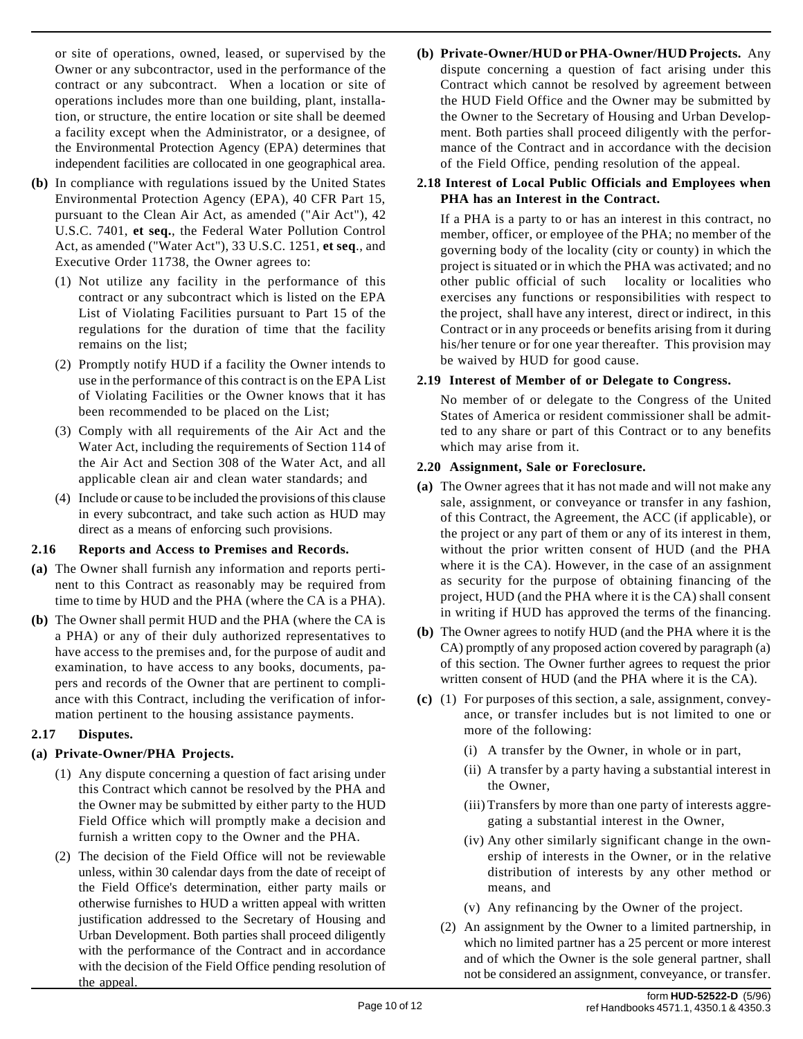or site of operations, owned, leased, or supervised by the Owner or any subcontractor, used in the performance of the contract or any subcontract. When a location or site of operations includes more than one building, plant, installation, or structure, the entire location or site shall be deemed a facility except when the Administrator, or a designee, of the Environmental Protection Agency (EPA) determines that independent facilities are collocated in one geographical area.

**(b)** In compliance with regulations issued by the United States Environmental Protection Agency (EPA), 40 CFR Part 15, pursuant to the Clean Air Act, as amended ("Air Act"), 42 U.S.C. 7401, **et seq.**, the Federal Water Pollution Control Act, as amended ("Water Act"), 33 U.S.C. 1251, **et seq**., and Executive Order 11738, the Owner agrees to:

(1) Not utilize any facility in the performance of this contract or any subcontract which is listed on the EPA List of Violating Facilities pursuant to Part 15 of the regulations for the duration of time that the facility remains on the list;

(2) Promptly notify HUD if a facility the Owner intends to use in the performance of this contract is on the EPA List of Violating Facilities or the Owner knows that it has been recommended to be placed on the List;

(3) Comply with all requirements of the Air Act and the Water Act, including the requirements of Section 114 of the Air Act and Section 308 of the Water Act, and all applicable clean air and clean water standards; and

(4) Include or cause to be included the provisions of this clause in every subcontract, and take such action as HUD may direct as a means of enforcing such provisions.

**2.16 Reports and Access to Premises and Records.**

**(a)** The Owner shall furnish any information and reports pertinent to this Contract as reasonably may be required from time to time by HUD and the PHA (where the CA is a PHA).

**(b)** The Owner shall permit HUD and the PHA (where the CA is a PHA) or any of their duly authorized representatives to have access to the premises and, for the purpose of audit and examination, to have access to any books, documents, papers and records of the Owner that are pertinent to compliance with this Contract, including the verification of information pertinent to the housing assistance payments.

**2.17 Disputes.**

**(a) Private-Owner/PHA Projects.**

(1) Any dispute concerning a question of fact arising under this Contract which cannot be resolved by the PHA and the Owner may be submitted by either party to the HUD Field Office which will promptly make a decision and furnish a written copy to the Owner and the PHA.

(2) The decision of the Field Office will not be reviewable unless, within 30 calendar days from the date of receipt of the Field Office's determination, either party mails or otherwise furnishes to HUD a written appeal with written justification addressed to the Secretary of Housing and Urban Development. Both parties shall proceed diligently with the performance of the Contract and in accordance with the decision of the Field Office pending resolution of the appeal.

**(b) Private-Owner/HUD or PHA-Owner/HUD Projects.** Any dispute concerning a question of fact arising under this Contract which cannot be resolved by agreement between the HUD Field Office and the Owner may be submitted by the Owner to the Secretary of Housing and Urban Development. Both parties shall proceed diligently with the performance of the Contract and in accordance with the decision of the Field Office, pending resolution of the appeal.

**2.18 Interest of Local Public Officials and Employees when PHA has an Interest in the Contract.**

If a PHA is a party to or has an interest in this contract, no member, officer, or employee of the PHA; no member of the governing body of the locality (city or county) in which the project is situated or in which the PHA was activated; and no other public official of such locality or localities who exercises any functions or responsibilities with respect to the project, shall have any interest, direct or indirect, in this Contract or in any proceeds or benefits arising from it during his/her tenure or for one year thereafter. This provision may be waived by HUD for good cause.

**2.19 Interest of Member of or Delegate to Congress.**

No member of or delegate to the Congress of the United States of America or resident commissioner shall be admitted to any share or part of this Contract or to any benefits which may arise from it.

**2.20 Assignment, Sale or Foreclosure.**

**(a)** The Owner agrees that it has not made and will not make any sale, assignment, or conveyance or transfer in any fashion, of this Contract, the Agreement, the ACC (if applicable), or the project or any part of them or any of its interest in them, without the prior written consent of HUD (and the PHA where it is the CA). However, in the case of an assignment as security for the purpose of obtaining financing of the project, HUD (and the PHA where it is the CA) shall consent in writing if HUD has approved the terms of the financing.

**(b)** The Owner agrees to notify HUD (and the PHA where it is the CA) promptly of any proposed action covered by paragraph (a) of this section. The Owner further agrees to request the prior written consent of HUD (and the PHA where it is the CA).

**(c)** (1) For purposes of this section, a sale, assignment, conveyance, or transfer includes but is not limited to one or more of the following:

(i) A transfer by the Owner, in whole or in part,

(ii) A transfer by a party having a substantial interest in the Owner,

(iii) Transfers by more than one party of interests aggregating a substantial interest in the Owner,

(iv) Any other similarly significant change in the ownership of interests in the Owner, or in the relative distribution of interests by any other method or means, and

(v) Any refinancing by the Owner of the project.

(2) An assignment by the Owner to a limited partnership, in which no limited partner has a 25 percent or more interest and of which the Owner is the sole general partner, shall not be considered an assignment, conveyance, or transfer.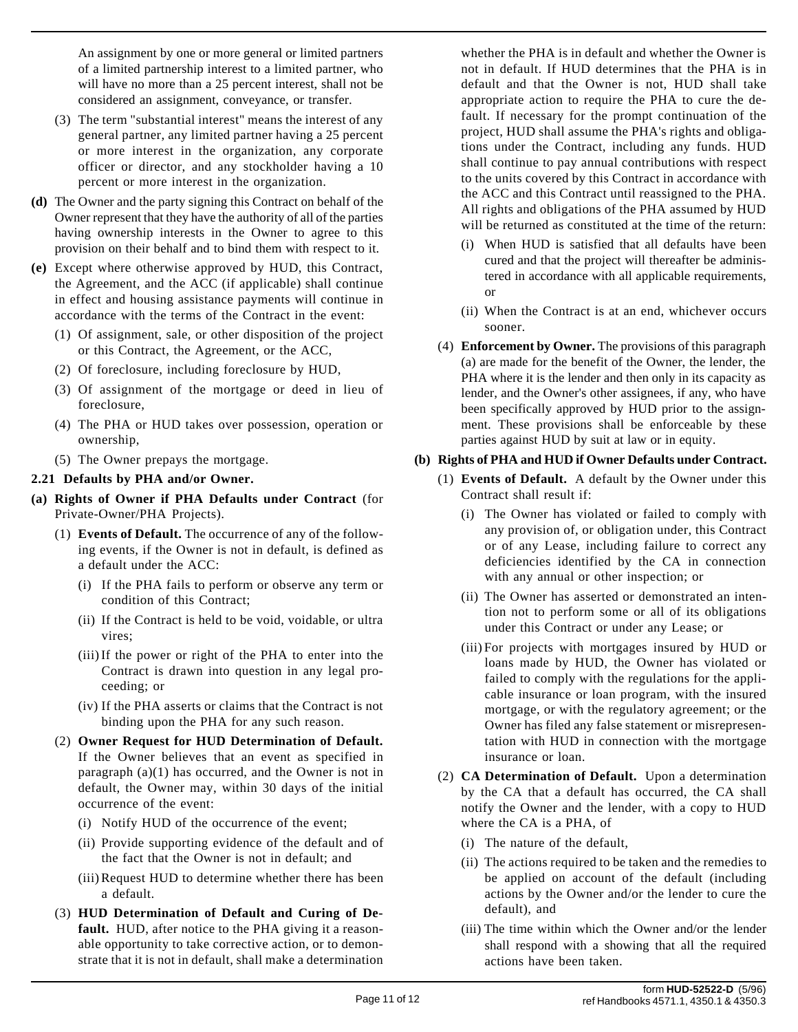An assignment by one or more general or limited partners of a limited partnership interest to a limited partner, who will have no more than a 25 percent interest, shall not be considered an assignment, conveyance, or transfer.

(3) The term "substantial interest" means the interest of any general partner, any limited partner having a 25 percent or more interest in the organization, any corporate officer or director, and any stockholder having a 10 percent or more interest in the organization.

**(d)** The Owner and the party signing this Contract on behalf of the Owner represent that they have the authority of all of the parties having ownership interests in the Owner to agree to this provision on their behalf and to bind them with respect to it.

**(e)** Except where otherwise approved by HUD, this Contract, the Agreement, and the ACC (if applicable) shall continue in effect and housing assistance payments will continue in accordance with the terms of the Contract in the event:

(1) Of assignment, sale, or other disposition of the project or this Contract, the Agreement, or the ACC,

(2) Of foreclosure, including foreclosure by HUD,

(3) Of assignment of the mortgage or deed in lieu of foreclosure,

(4) The PHA or HUD takes over possession, operation or ownership,

(5) The Owner prepays the mortgage.

### 2.21 Defaults by PHA and/or Owner.

**(a) Rights of Owner if PHA Defaults under Contract** (for Private-Owner/PHA Projects).

(1) **Events of Default.** The occurrence of any of the following events, if the Owner is not in default, is defined as a default under the ACC:

(i) If the PHA fails to perform or observe any term or condition of this Contract;

(ii) If the Contract is held to be void, voidable, or ultra vires;

(iii) If the power or right of the PHA to enter into the Contract is drawn into question in any legal proceeding; or

(iv) If the PHA asserts or claims that the Contract is not binding upon the PHA for any such reason.

(2) **Owner Request for HUD Determination of Default.** If the Owner believes that an event as specified in paragraph (a)(1) has occurred, and the Owner is not in default, the Owner may, within 30 days of the initial occurrence of the event:

(i) Notify HUD of the occurrence of the event;

(ii) Provide supporting evidence of the default and of the fact that the Owner is not in default; and

(iii) Request HUD to determine whether there has been a default.

(3) **HUD Determination of Default and Curing of Default.** HUD, after notice to the PHA giving it a reasonable opportunity to take corrective action, or to demonstrate that it is not in default, shall make a determination whether the PHA is in default and whether the Owner is not in default. If HUD determines that the PHA is in default and that the Owner is not, HUD shall take appropriate action to require the PHA to cure the default. If necessary for the prompt continuation of the project, HUD shall assume the PHA's rights and obligations under the Contract, including any funds. HUD shall continue to pay annual contributions with respect to the units covered by this Contract in accordance with the ACC and this Contract until reassigned to the PHA. All rights and obligations of the PHA assumed by HUD will be returned as constituted at the time of the return:

(i) When HUD is satisfied that all defaults have been cured and that the project will thereafter be administered in accordance with all applicable requirements, or

(ii) When the Contract is at an end, whichever occurs sooner.

(4) **Enforcement by Owner.** The provisions of this paragraph (a) are made for the benefit of the Owner, the lender, the PHA where it is the lender and then only in its capacity as lender, and the Owner's other assignees, if any, who have been specifically approved by HUD prior to the assignment. These provisions shall be enforceable by these parties against HUD by suit at law or in equity.

**(b) Rights of PHA and HUD if Owner Defaults under Contract.**

(1) **Events of Default.** A default by the Owner under this Contract shall result if:

(i) The Owner has violated or failed to comply with any provision of, or obligation under, this Contract or of any Lease, including failure to correct any deficiencies identified by the CA in connection with any annual or other inspection; or

(ii) The Owner has asserted or demonstrated an intention not to perform some or all of its obligations under this Contract or under any Lease; or

(iii) For projects with mortgages insured by HUD or loans made by HUD, the Owner has violated or failed to comply with the regulations for the applicable insurance or loan program, with the insured mortgage, or with the regulatory agreement; or the Owner has filed any false statement or misrepresentation with HUD in connection with the mortgage insurance or loan.

(2) **CA Determination of Default.** Upon a determination by the CA that a default has occurred, the CA shall notify the Owner and the lender, with a copy to HUD where the CA is a PHA, of

(i) The nature of the default,

(ii) The actions required to be taken and the remedies to be applied on account of the default (including actions by the Owner and/or the lender to cure the default), and

(iii) The time within which the Owner and/or the lender shall respond with a showing that all the required actions have been taken.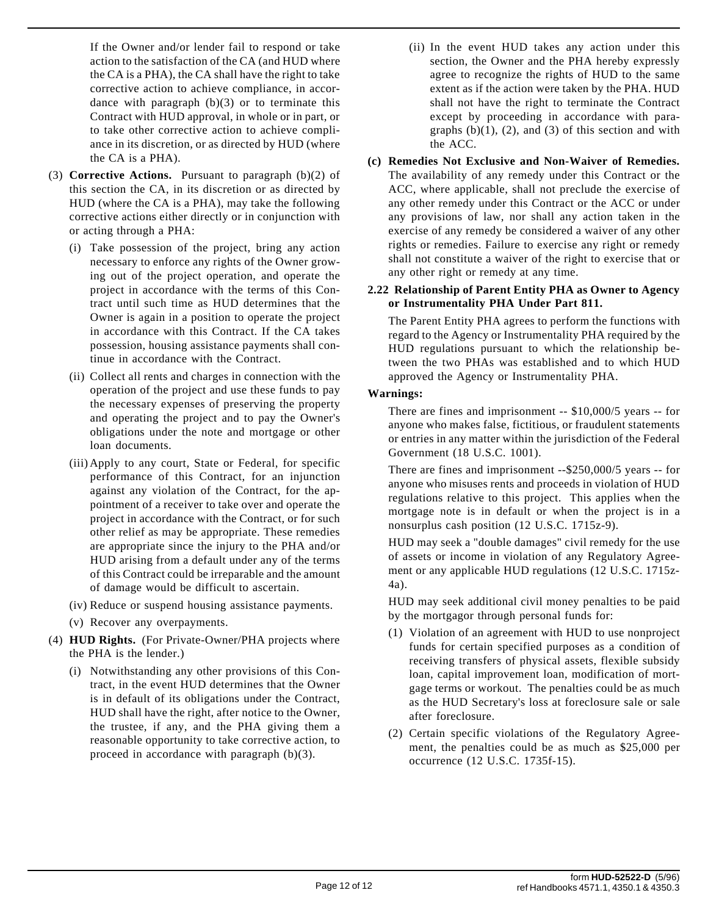If the Owner and/or lender fail to respond or take action to the satisfaction of the CA (and HUD where the CA is a PHA), the CA shall have the right to take corrective action to achieve compliance, in accordance with paragraph (b)(3) or to terminate this Contract with HUD approval, in whole or in part, or to take other corrective action to achieve compliance in its discretion, or as directed by HUD (where the CA is a PHA).

(3) **Corrective Actions.** Pursuant to paragraph (b)(2) of this section the CA, in its discretion or as directed by HUD (where the CA is a PHA), may take the following corrective actions either directly or in conjunction with or acting through a PHA:

(i) Take possession of the project, bring any action necessary to enforce any rights of the Owner growing out of the project operation, and operate the project in accordance with the terms of this Contract until such time as HUD determines that the Owner is again in a position to operate the project in accordance with this Contract. If the CA takes possession, housing assistance payments shall continue in accordance with the Contract.

(ii) Collect all rents and charges in connection with the operation of the project and use these funds to pay the necessary expenses of preserving the property and operating the project and to pay the Owner's obligations under the note and mortgage or other loan documents.

(iii) Apply to any court, State or Federal, for specific performance of this Contract, for an injunction against any violation of the Contract, for the appointment of a receiver to take over and operate the project in accordance with the Contract, or for such other relief as may be appropriate. These remedies are appropriate since the injury to the PHA and/or HUD arising from a default under any of the terms of this Contract could be irreparable and the amount of damage would be difficult to ascertain.

(iv) Reduce or suspend housing assistance payments.

(v) Recover any overpayments.

(4) **HUD Rights.** (For Private-Owner/PHA projects where the PHA is the lender.)

(i) Notwithstanding any other provisions of this Contract, in the event HUD determines that the Owner is in default of its obligations under the Contract, HUD shall have the right, after notice to the Owner, the trustee, if any, and the PHA giving them a reasonable opportunity to take corrective action, to proceed in accordance with paragraph (b)(3).

(ii) In the event HUD takes any action under this section, the Owner and the PHA hereby expressly agree to recognize the rights of HUD to the same extent as if the action were taken by the PHA. HUD shall not have the right to terminate the Contract except by proceeding in accordance with paragraphs (b)(1), (2), and (3) of this section and with the ACC.

**(c) Remedies Not Exclusive and Non-Waiver of Remedies.** The availability of any remedy under this Contract or the ACC, where applicable, shall not preclude the exercise of any other remedy under this Contract or the ACC or under any provisions of law, nor shall any action taken in the exercise of any remedy be considered a waiver of any other rights or remedies. Failure to exercise any right or remedy shall not constitute a waiver of the right to exercise that or any other right or remedy at any time.

**2.22 Relationship of Parent Entity PHA as Owner to Agency or Instrumentality PHA Under Part 811.**

The Parent Entity PHA agrees to perform the functions with regard to the Agency or Instrumentality PHA required by the HUD regulations pursuant to which the relationship between the two PHAs was established and to which HUD approved the Agency or Instrumentality PHA.

**Warnings:**

There are fines and imprisonment -- $10,000/5 years -- for anyone who makes false, fictitious, or fraudulent statements or entries in any matter within the jurisdiction of the Federal Government (18 U.S.C. 1001).

There are fines and imprisonment --$250,000/5 years -- for anyone who misuses rents and proceeds in violation of HUD regulations relative to this project. This applies when the mortgage note is in default or when the project is in a nonsurplus cash position (12 U.S.C. 1715z-9).

HUD may seek a "double damages" civil remedy for the use of assets or income in violation of any Regulatory Agreement or any applicable HUD regulations (12 U.S.C. 1715z-4a).

HUD may seek additional civil money penalties to be paid by the mortgagor through personal funds for:

(1) Violation of an agreement with HUD to use nonproject funds for certain specified purposes as a condition of receiving transfers of physical assets, flexible subsidy loan, capital improvement loan, modification of mortgage terms or workout. The penalties could be as much as the HUD Secretary's loss at foreclosure sale or sale after foreclosure.

(2) Certain specific violations of the Regulatory Agreement, the penalties could be as much as $25,000 per occurrence (12 U.S.C. 1735f-15).

form **HUD-52522-D** (5/96)
ref Handbooks 4571.1, 4350.1 & 4350.3